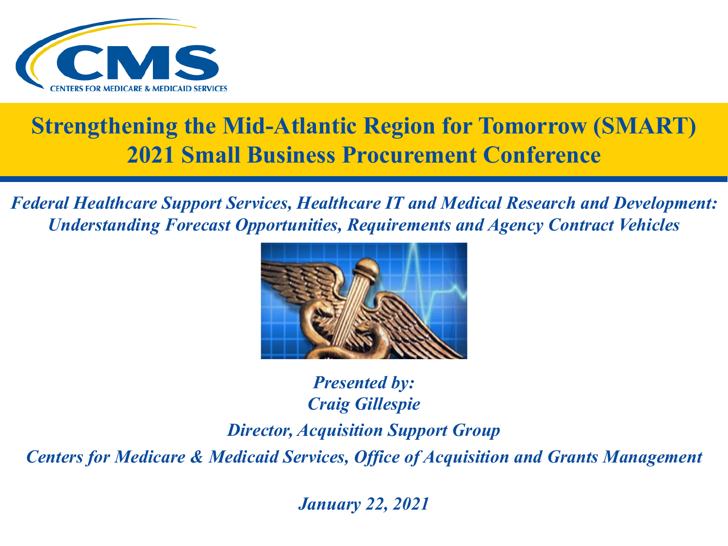CENTERS FOR MEDICARE & MEDICAID SERVICES

# Strengthening the Mid-Atlantic Region for Tomorrow (SMART) 2021 Small Business Procurement Conference

## *Federal Healthcare Support Services, Healthcare IT and Medical Research and Development: Understanding Forecast Opportunities, Requirements and Agency Contract Vehicles*

***Presented by:***

***Craig Gillespie***

***Director, Acquisition Support Group***

***Centers for Medicare & Medicaid Services, Office of Acquisition and Grants Management***

***January 22, 2021***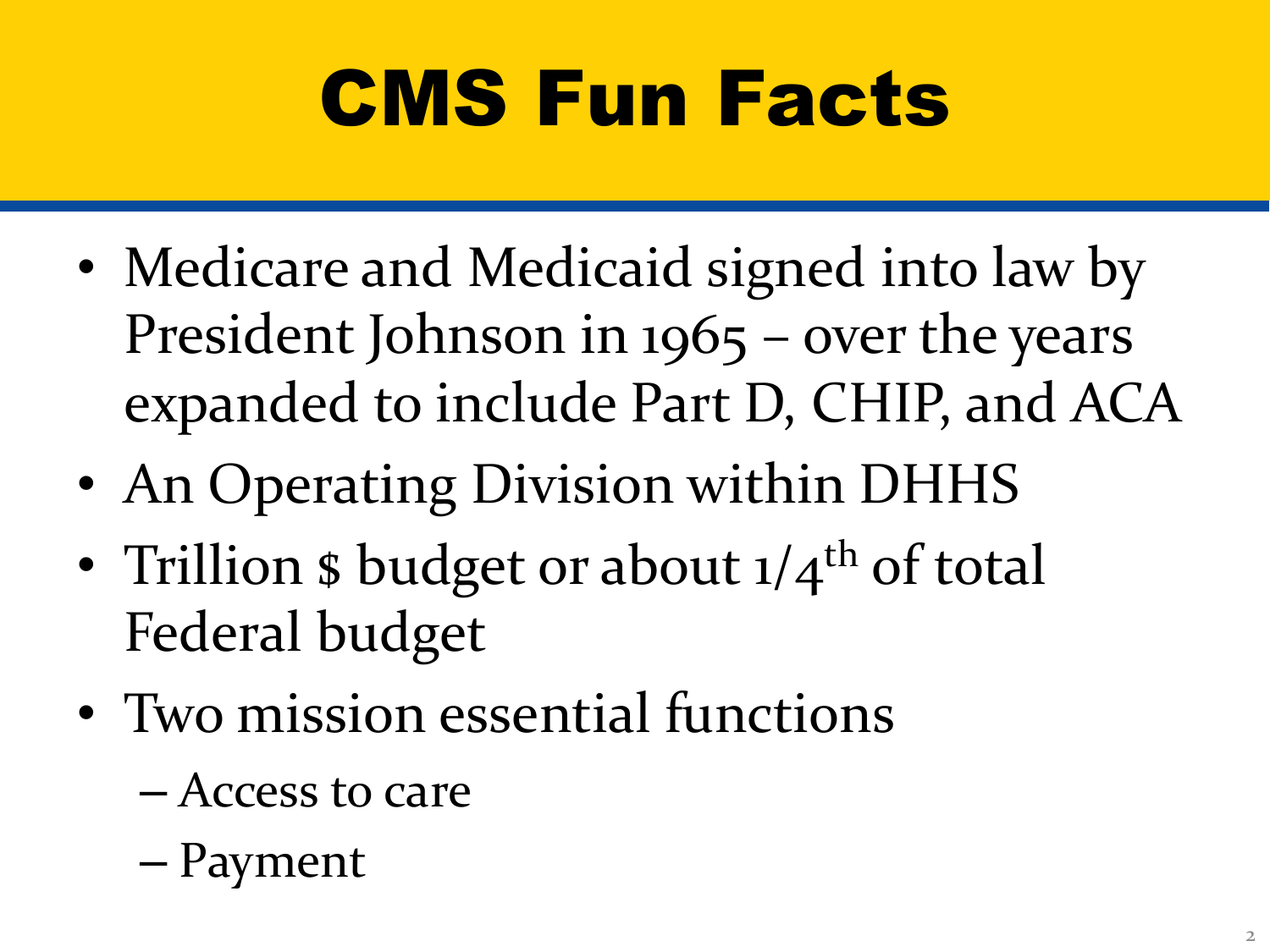# CMS Fun Facts

- Medicare and Medicaid signed into law by President Johnson in 1965 – over the years expanded to include Part D, CHIP, and ACA
- An Operating Division within DHHS
- Trillion $ budget or about 1/4th of total Federal budget
- Two mission essential functions
  - Access to care
  - Payment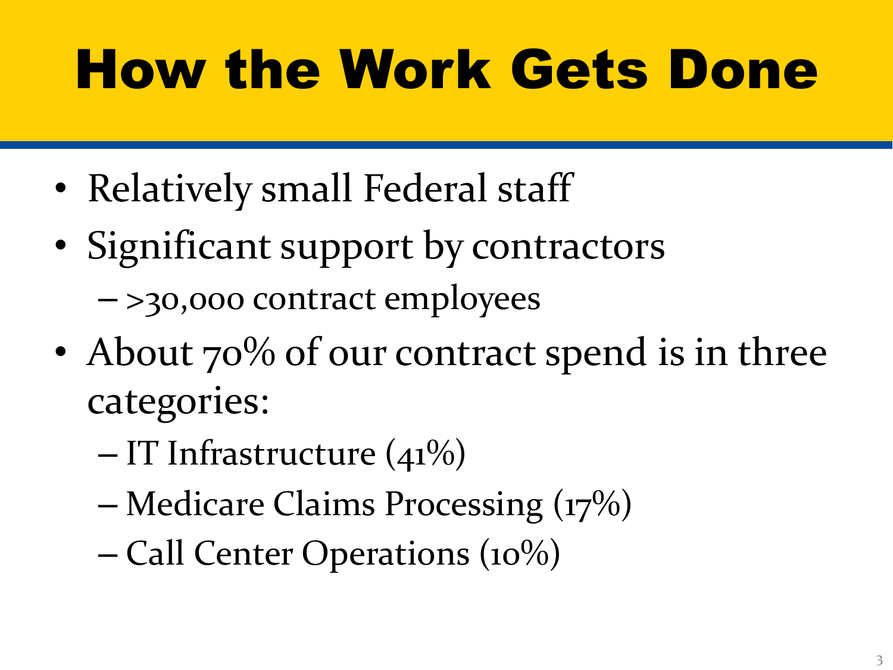# How the Work Gets Done

- Relatively small Federal staff
- Significant support by contractors
  - >30,000 contract employees
- About 70% of our contract spend is in three categories:
  - IT Infrastructure (41%)
  - Medicare Claims Processing (17%)
  - Call Center Operations (10%)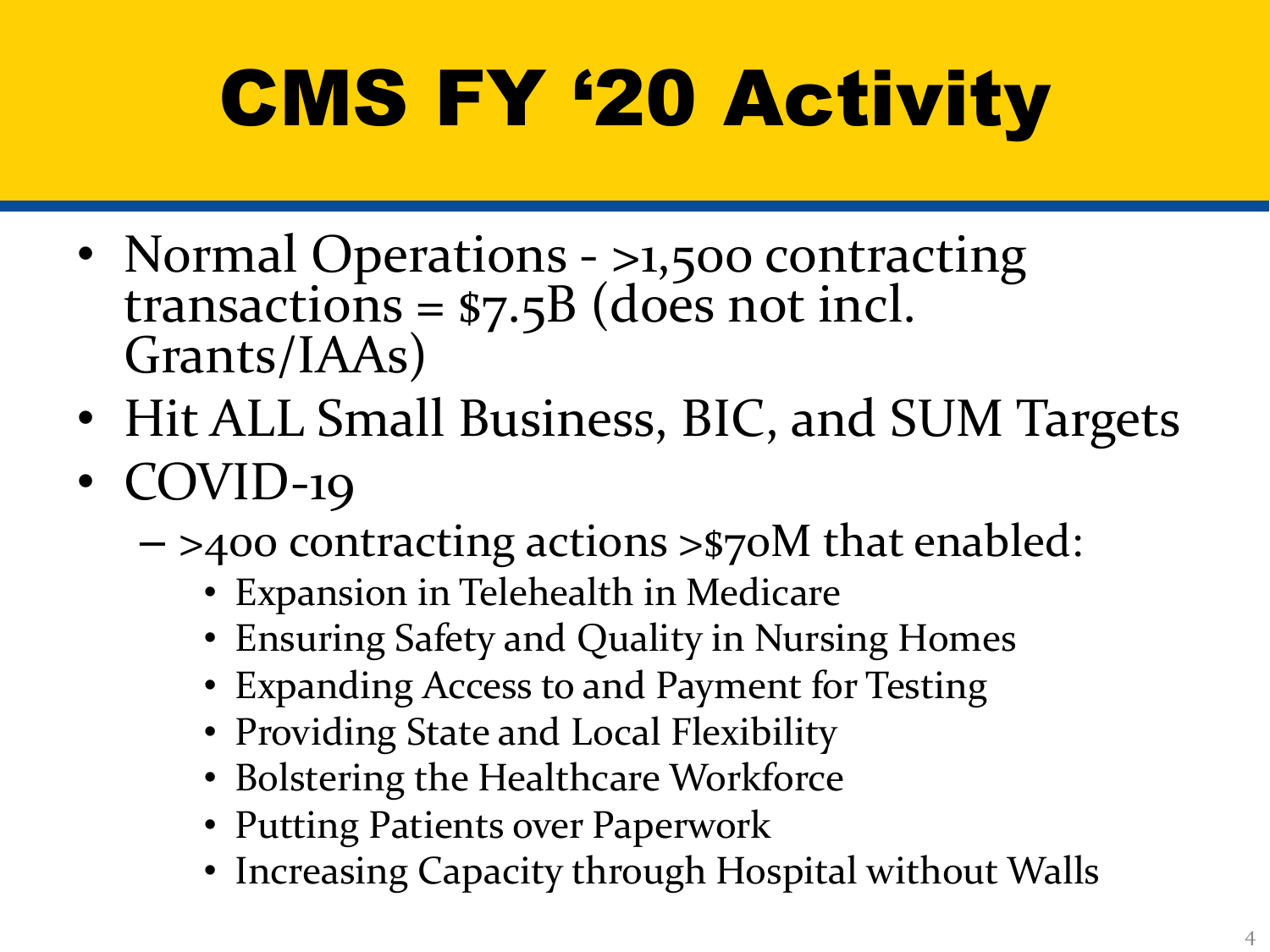# CMS FY '20 Activity

- Normal Operations - >1,500 contracting transactions = $7.5B (does not incl. Grants/IAAs)
- Hit ALL Small Business, BIC, and SUM Targets
- COVID-19
  - >400 contracting actions >$70M that enabled:
    - Expansion in Telehealth in Medicare
    - Ensuring Safety and Quality in Nursing Homes
    - Expanding Access to and Payment for Testing
    - Providing State and Local Flexibility
    - Bolstering the Healthcare Workforce
    - Putting Patients over Paperwork
    - Increasing Capacity through Hospital without Walls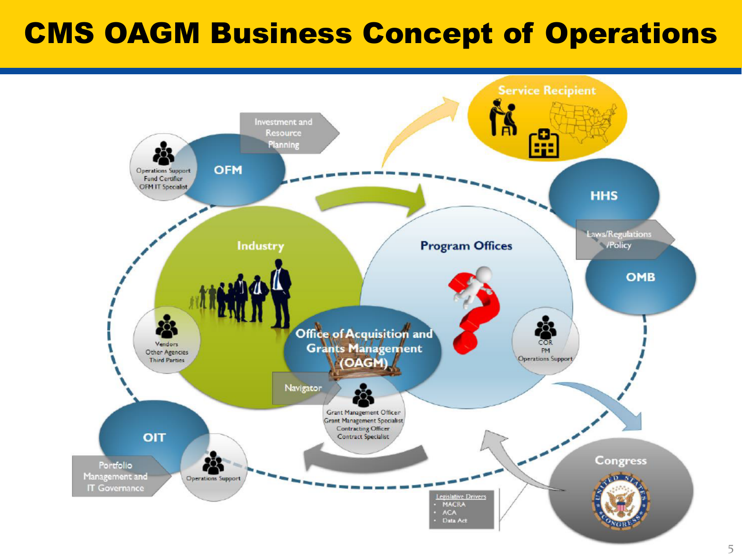# CMS OAGM Business Concept of Operations

**Service Recipient**

**OFM**
- Operations Support
- Fund Certifier
- OFM IT Specialist

Investment and Resource Planning

**HHS**

Laws/Regulations /Policy

**OMB**

**Industry**
- Vendors
- Other Agencies
- Third Parties

**Program Offices**
- COR
- PM
- Operations Support

**Office of Acquisition and Grants Management (OAGM)**

Navigator
- Grant Management Officer
- Grant Management Specialist
- Contracting Officer
- Contract Specialist

**OIT**
- Operations Support

Portfolio Management and IT Governance

**Congress**

Legislative Drivers
- MACRA
- ACA
- Data Act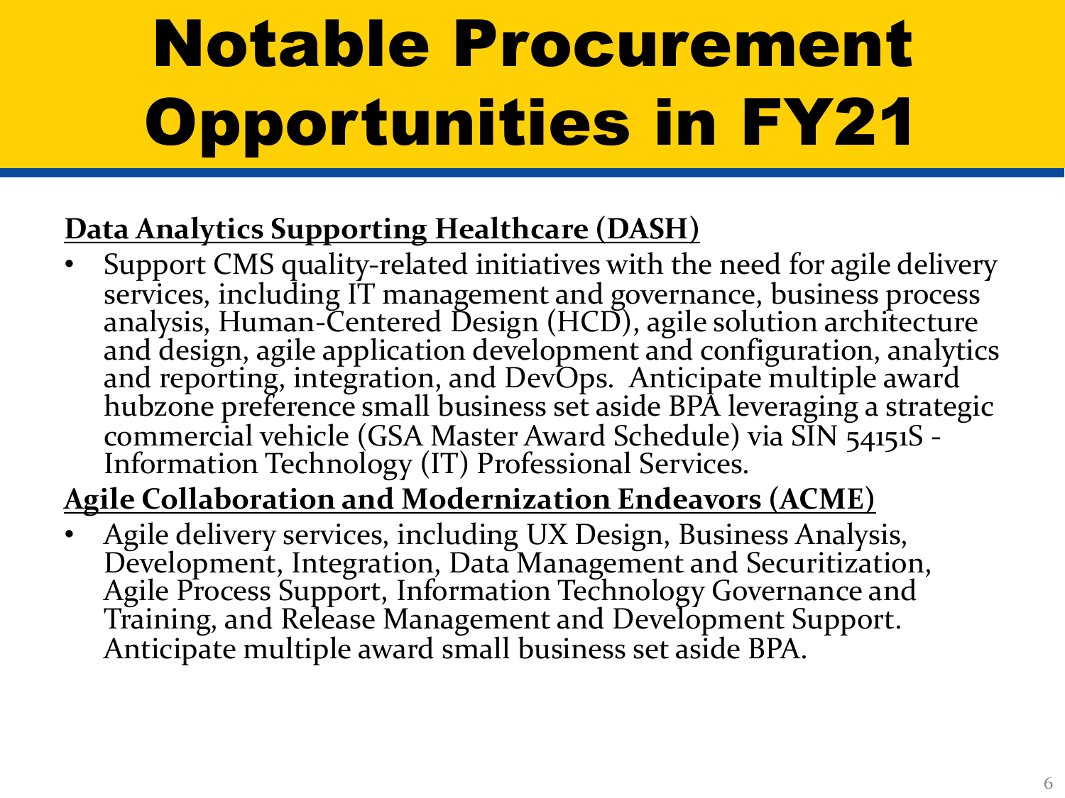# Notable Procurement Opportunities in FY21

**Data Analytics Supporting Healthcare (DASH)**

- Support CMS quality-related initiatives with the need for agile delivery services, including IT management and governance, business process analysis, Human-Centered Design (HCD), agile solution architecture and design, agile application development and configuration, analytics and reporting, integration, and DevOps. Anticipate multiple award hubzone preference small business set aside BPA leveraging a strategic commercial vehicle (GSA Master Award Schedule) via SIN 54151S - Information Technology (IT) Professional Services.

**Agile Collaboration and Modernization Endeavors (ACME)**

- Agile delivery services, including UX Design, Business Analysis, Development, Integration, Data Management and Securitization, Agile Process Support, Information Technology Governance and Training, and Release Management and Development Support. Anticipate multiple award small business set aside BPA.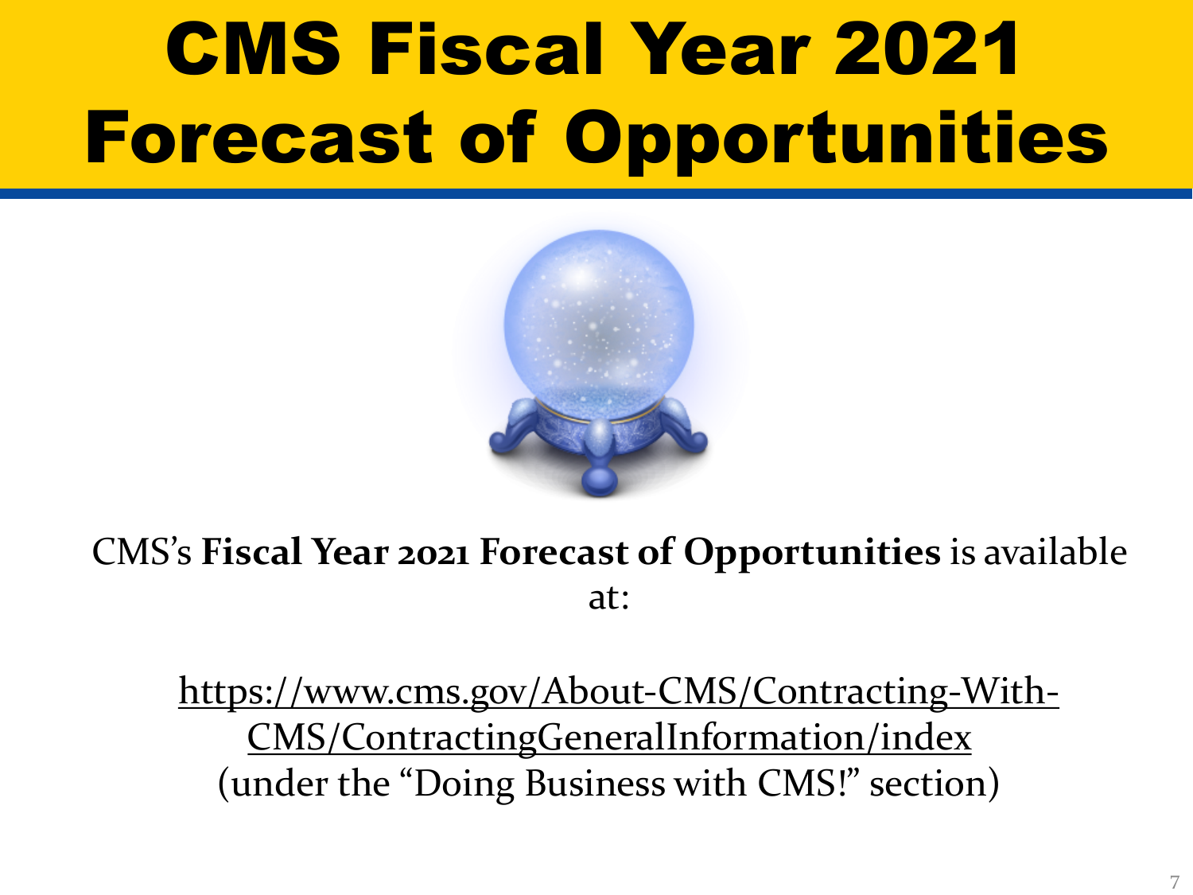# CMS Fiscal Year 2021 Forecast of Opportunities

CMS's **Fiscal Year 2021 Forecast of Opportunities** is available at:

https://www.cms.gov/About-CMS/Contracting-With-CMS/ContractingGeneralInformation/index (under the "Doing Business with CMS!" section)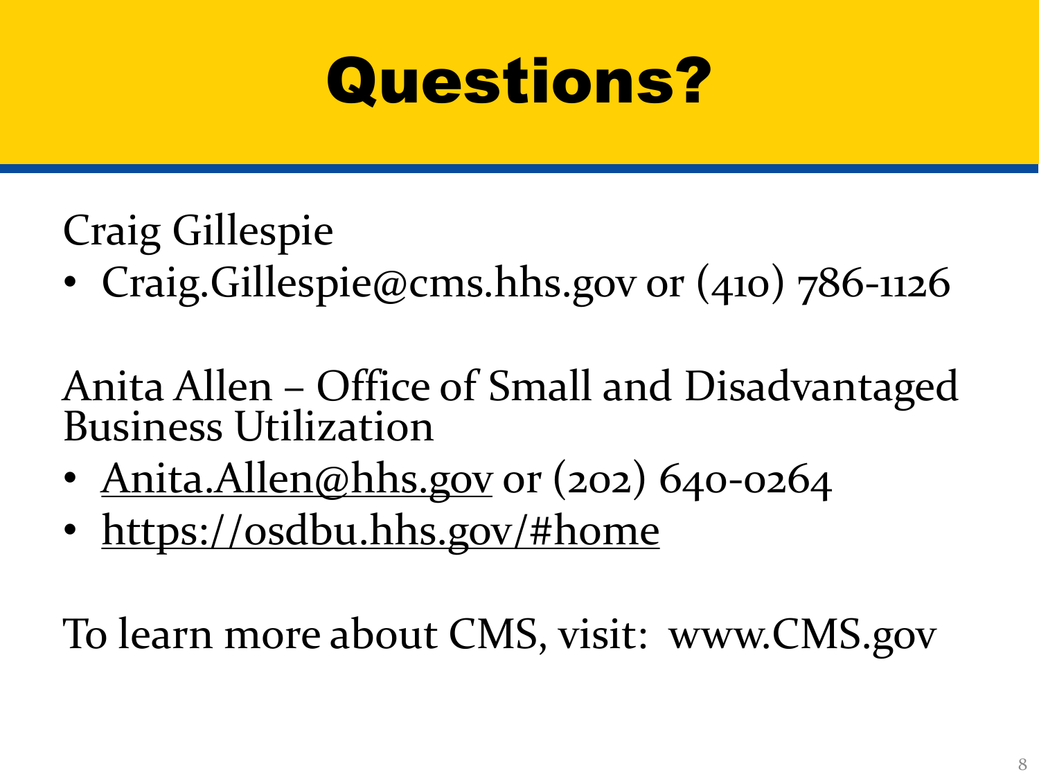# Questions?

Craig Gillespie

- Craig.Gillespie@cms.hhs.gov or (410) 786-1126

Anita Allen – Office of Small and Disadvantaged Business Utilization

- Anita.Allen@hhs.gov or (202) 640-0264
- https://osdbu.hhs.gov/#home

To learn more about CMS, visit: www.CMS.gov